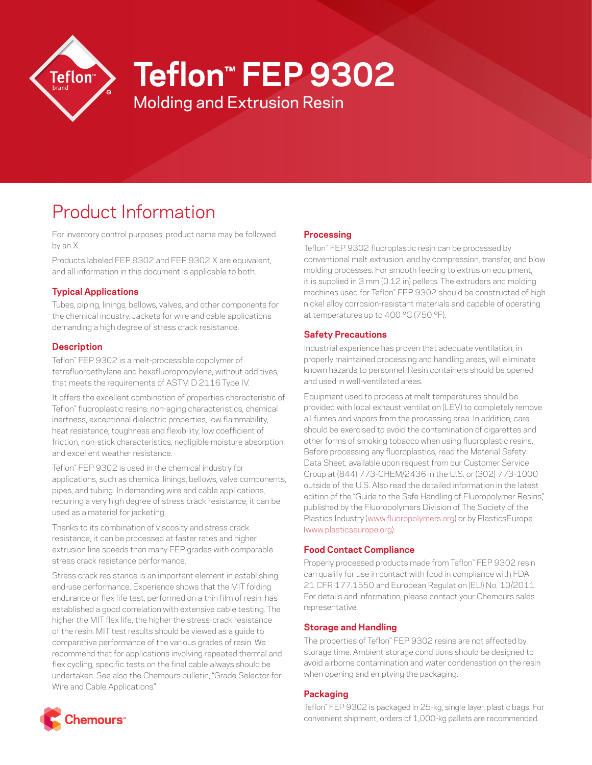# Teflon™ FEP 9302

## Molding and Extrusion Resin

## Product Information

For inventory control purposes, product name may be followed by an X.

Products labeled FEP 9302 and FEP 9302 X are equivalent, and all information in this document is applicable to both.

### Typical Applications

Tubes, piping, linings, bellows, valves, and other components for the chemical industry. Jackets for wire and cable applications demanding a high degree of stress crack resistance.

### Description

Teflon™ FEP 9302 is a melt-processible copolymer of tetrafluoroethylene and hexafluoropropylene, without additives, that meets the requirements of ASTM D 2116 Type IV.

It offers the excellent combination of properties characteristic of Teflon™ fluoroplastic resins: non-aging characteristics, chemical inertness, exceptional dielectric properties, low flammability, heat resistance, toughness and flexibility, low coefficient of friction, non-stick characteristics, negligible moisture absorption, and excellent weather resistance.

Teflon™ FEP 9302 is used in the chemical industry for applications, such as chemical linings, bellows, valve components, pipes, and tubing. In demanding wire and cable applications, requiring a very high degree of stress crack resistance, it can be used as a material for jacketing.

Thanks to its combination of viscosity and stress crack resistance, it can be processed at faster rates and higher extrusion line speeds than many FEP grades with comparable stress crack resistance performance.

Stress crack resistance is an important element in establishing end-use performance. Experience shows that the MIT folding endurance or flex life test, performed on a thin film of resin, has established a good correlation with extensive cable testing. The higher the MIT flex life, the higher the stress-crack resistance of the resin. MIT test results should be viewed as a guide to comparative performance of the various grades of resin. We recommend that for applications involving repeated thermal and flex cycling, specific tests on the final cable always should be undertaken. See also the Chemours bulletin, "Grade Selector for Wire and Cable Applications."

### Processing

Teflon™ FEP 9302 fluoroplastic resin can be processed by conventional melt extrusion, and by compression, transfer, and blow molding processes. For smooth feeding to extrusion equipment, it is supplied in 3 mm (0.12 in) pellets. The extruders and molding machines used for Teflon™ FEP 9302 should be constructed of high nickel alloy corrosion-resistant materials and capable of operating at temperatures up to 400 °C (750 °F).

### Safety Precautions

Industrial experience has proven that adequate ventilation, in properly maintained processing and handling areas, will eliminate known hazards to personnel. Resin containers should be opened and used in well-ventilated areas.

Equipment used to process at melt temperatures should be provided with local exhaust ventilation (LEV) to completely remove all fumes and vapors from the processing area. In addition, care should be exercised to avoid the contamination of cigarettes and other forms of smoking tobacco when using fluoroplastic resins. Before processing any fluoroplastics, read the Material Safety Data Sheet, available upon request from our Customer Service Group at (844) 773-CHEM/2436 in the U.S. or (302) 773-1000 outside of the U.S. Also read the detailed information in the latest edition of the "Guide to the Safe Handling of Fluoropolymer Resins," published by the Fluoropolymers Division of The Society of the Plastics Industry (www.fluoropolymers.org) or by PlasticsEurope (www.plasticseurope.org).

### Food Contact Compliance

Properly processed products made from Teflon™ FEP 9302 resin can qualify for use in contact with food in compliance with FDA 21 CFR 177.1550 and European Regulation (EU) No. 10/2011. For details and information, please contact your Chemours sales representative.

### Storage and Handling

The properties of Teflon™ FEP 9302 resins are not affected by storage time. Ambient storage conditions should be designed to avoid airborne contamination and water condensation on the resin when opening and emptying the packaging.

### Packaging

Teflon™ FEP 9302 is packaged in 25-kg, single layer, plastic bags. For convenient shipment, orders of 1,000-kg pallets are recommended.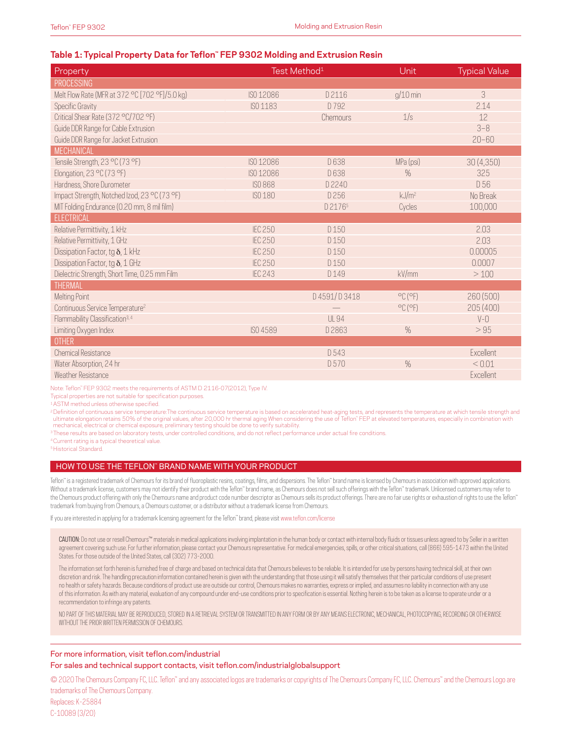### Table 1: Typical Property Data for Teflon™ FEP 9302 Molding and Extrusion Resin

| Property | Test Method[1] | | Unit | Typical Value |
|---|---|---|---|---|
| PROCESSING | | | | |
| Melt Flow Rate (MFR at 372 °C [702 °F]/5.0 kg) | ISO 12086 | D 2116 | g/10 min | 3 |
| Specific Gravity | ISO 1183 | D 792 | | 2.14 |
| Critical Shear Rate (372 °C/702 °F) | | Chemours | 1/s | 12 |
| Guide DDR Range for Cable Extrusion | | | | 3–8 |
| Guide DDR Range for Jacket Extrusion | | | | 20–60 |
| MECHANICAL | | | | |
| Tensile Strength, 23 °C (73 °F) | ISO 12086 | D 638 | MPa (psi) | 30 (4,350) |
| Elongation, 23 °C (73 °F) | ISO 12086 | D 638 | % | 325 |
| Hardness, Shore Durometer | ISO 868 | D 2240 | | D 56 |
| Impact Strength, Notched Izod, 23 °C (73 °F) | ISO 180 | D 256 | kJ/m² | No Break |
| MIT Folding Endurance (0.20 mm, 8 mil film) | | D 2176[5] | Cycles | 100,000 |
| ELECTRICAL | | | | |
| Relative Permittivity, 1 kHz | IEC 250 | D 150 | | 2.03 |
| Relative Permittivity, 1 GHz | IEC 250 | D 150 | | 2.03 |
| Dissipation Factor, tg $\delta$, 1 kHz | IEC 250 | D 150 | | 0.00005 |
| Dissipation Factor, tg $\delta$, 1 GHz | IEC 250 | D 150 | | 0.0007 |
| Dielectric Strength, Short Time, 0.25 mm Film | IEC 243 | D 149 | kV/mm | > 100 |
| THERMAL | | | | |
| Melting Point | | D 4591/ D 3418 | °C (°F) | 260 (500) |
| Continuous Service Temperature[2] | | — | °C (°F) | 205 (400) |
| Flammability Classification[3, 4] | | UL 94 | | V-0 |
| Limiting Oxygen Index | ISO 4589 | D 2863 | % | > 95 |
| OTHER | | | | |
| Chemical Resistance | | D 543 | | Excellent |
| Water Absorption, 24 hr | | D 570 | % | < 0.01 |
| Weather Resistance | | | | Excellent |

Note: Teflon™ FEP 9302 meets the requirements of ASTM D 2116-07(2012), Type IV.

Typical properties are not suitable for specification purposes.

[1] ASTM method unless otherwise specified.

[2] Definition of continuous service temperature:The continuous service temperature is based on accelerated heat-aging tests, and represents the temperature at which tensile strength and ultimate elongation retains 50% of the original values, after 20,000 hr thermal aging When considering the use of Teflon™ FEP at elevated temperatures, especially in combination with mechanical, electrical or chemical exposure, preliminary testing should be done to verify suitability.

[3] These results are based on laboratory tests, under controlled conditions, and do not reflect performance under actual fire conditions.

[4] Current rating is a typical theoretical value.

[5] Historical Standard.

## HOW TO USE THE TEFLON™ BRAND NAME WITH YOUR PRODUCT

Teflon™ is a registered trademark of Chemours for its brand of fluoroplastic resins, coatings, films, and dispersions. The Teflon™ brand name is licensed by Chemours in association with approved applications. Without a trademark license, customers may not identify their product with the Teflon™ brand name, as Chemours does not sell such offerings with the Teflon™ trademark. Unlicensed customers may refer to the Chemours product offering with only the Chemours name and product code number descriptor as Chemours sells its product offerings. There are no fair use rights or exhaustion of rights to use the Teflon™ trademark from buying from Chemours, a Chemours customer, or a distributor without a trademark license from Chemours.

If you are interested in applying for a trademark licensing agreement for the Teflon™ brand, please visit www.teflon.com/license

CAUTION: Do not use or resell Chemours™ materials in medical applications involving implantation in the human body or contact with internal body fluids or tissues unless agreed to by Seller in a written agreement covering such use. For further information, please contact your Chemours representative. For medical emergencies, spills, or other critical situations, call (866) 595-1473 within the United States. For those outside of the United States, call (302) 773-2000.

The information set forth herein is furnished free of charge and based on technical data that Chemours believes to be reliable. It is intended for use by persons having technical skill, at their own discretion and risk. The handling precaution information contained herein is given with the understanding that those using it will satisfy themselves that their particular conditions of use present no health or safety hazards. Because conditions of product use are outside our control, Chemours makes no warranties, express or implied, and assumes no liability in connection with any use of this information. As with any material, evaluation of any compound under end-use conditions prior to specification is essential. Nothing herein is to be taken as a license to operate under or a recommendation to infringe any patents.

NO PART OF THIS MATERIAL MAY BE REPRODUCED, STORED IN A RETRIEVAL SYSTEM OR TRANSMITTED IN ANY FORM OR BY ANY MEANS ELECTRONIC, MECHANICAL, PHOTOCOPYING, RECORDING OR OTHERWISE WITHOUT THE PRIOR WRITTEN PERMISSION OF CHEMOURS.

For more information, visit teflon.com/industrial

For sales and technical support contacts, visit teflon.com/industrialglobalsupport

© 2020 The Chemours Company FC, LLC. Teflon™ and any associated logos are trademarks or copyrights of The Chemours Company FC, LLC. Chemours™ and the Chemours Logo are trademarks of The Chemours Company.

Replaces: K-25884

C-10089 (3/20)